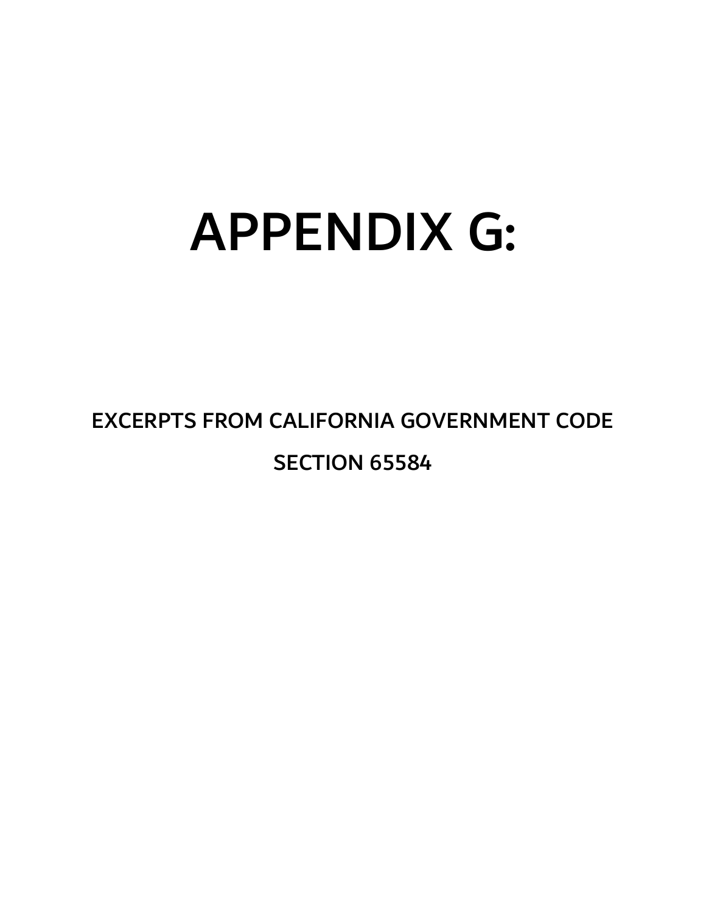# APPENDIX G:

## EXCERPTS FROM CALIFORNIA GOVERNMENT CODE

## SECTION 65584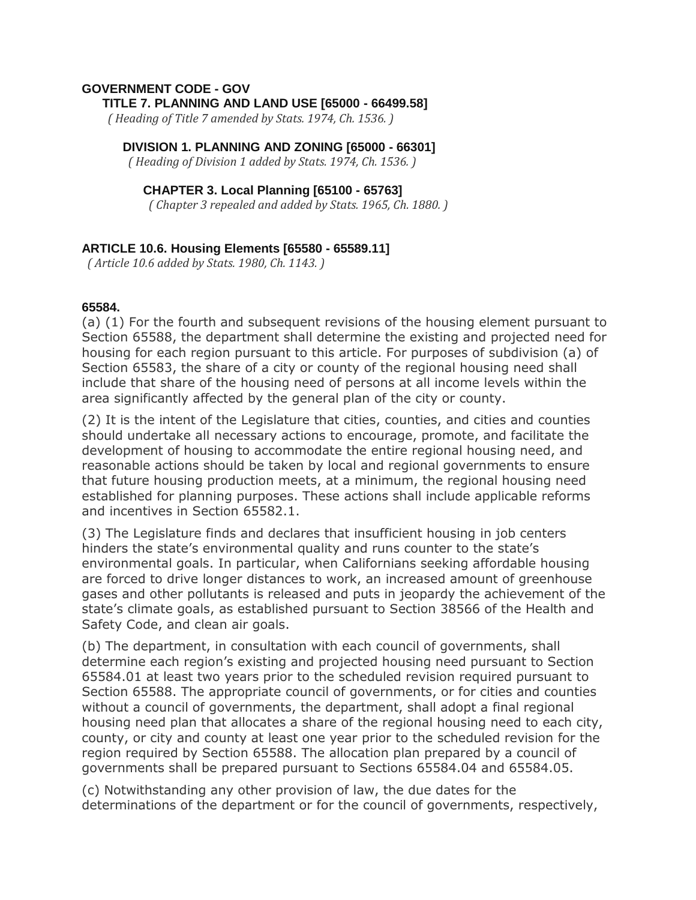**GOVERNMENT CODE - GOV**

**TITLE 7. PLANNING AND LAND USE [65000 - 66499.58]**

*( Heading of Title 7 amended by Stats. 1974, Ch. 1536. )*

**DIVISION 1. PLANNING AND ZONING [65000 - 66301]**

*( Heading of Division 1 added by Stats. 1974, Ch. 1536. )*

**CHAPTER 3. Local Planning [65100 - 65763]**

*( Chapter 3 repealed and added by Stats. 1965, Ch. 1880. )*

**ARTICLE 10.6. Housing Elements [65580 - 65589.11]**

*( Article 10.6 added by Stats. 1980, Ch. 1143. )*

**65584.**

(a) (1) For the fourth and subsequent revisions of the housing element pursuant to Section 65588, the department shall determine the existing and projected need for housing for each region pursuant to this article. For purposes of subdivision (a) of Section 65583, the share of a city or county of the regional housing need shall include that share of the housing need of persons at all income levels within the area significantly affected by the general plan of the city or county.

(2) It is the intent of the Legislature that cities, counties, and cities and counties should undertake all necessary actions to encourage, promote, and facilitate the development of housing to accommodate the entire regional housing need, and reasonable actions should be taken by local and regional governments to ensure that future housing production meets, at a minimum, the regional housing need established for planning purposes. These actions shall include applicable reforms and incentives in Section 65582.1.

(3) The Legislature finds and declares that insufficient housing in job centers hinders the state's environmental quality and runs counter to the state's environmental goals. In particular, when Californians seeking affordable housing are forced to drive longer distances to work, an increased amount of greenhouse gases and other pollutants is released and puts in jeopardy the achievement of the state's climate goals, as established pursuant to Section 38566 of the Health and Safety Code, and clean air goals.

(b) The department, in consultation with each council of governments, shall determine each region's existing and projected housing need pursuant to Section 65584.01 at least two years prior to the scheduled revision required pursuant to Section 65588. The appropriate council of governments, or for cities and counties without a council of governments, the department, shall adopt a final regional housing need plan that allocates a share of the regional housing need to each city, county, or city and county at least one year prior to the scheduled revision for the region required by Section 65588. The allocation plan prepared by a council of governments shall be prepared pursuant to Sections 65584.04 and 65584.05.

(c) Notwithstanding any other provision of law, the due dates for the determinations of the department or for the council of governments, respectively,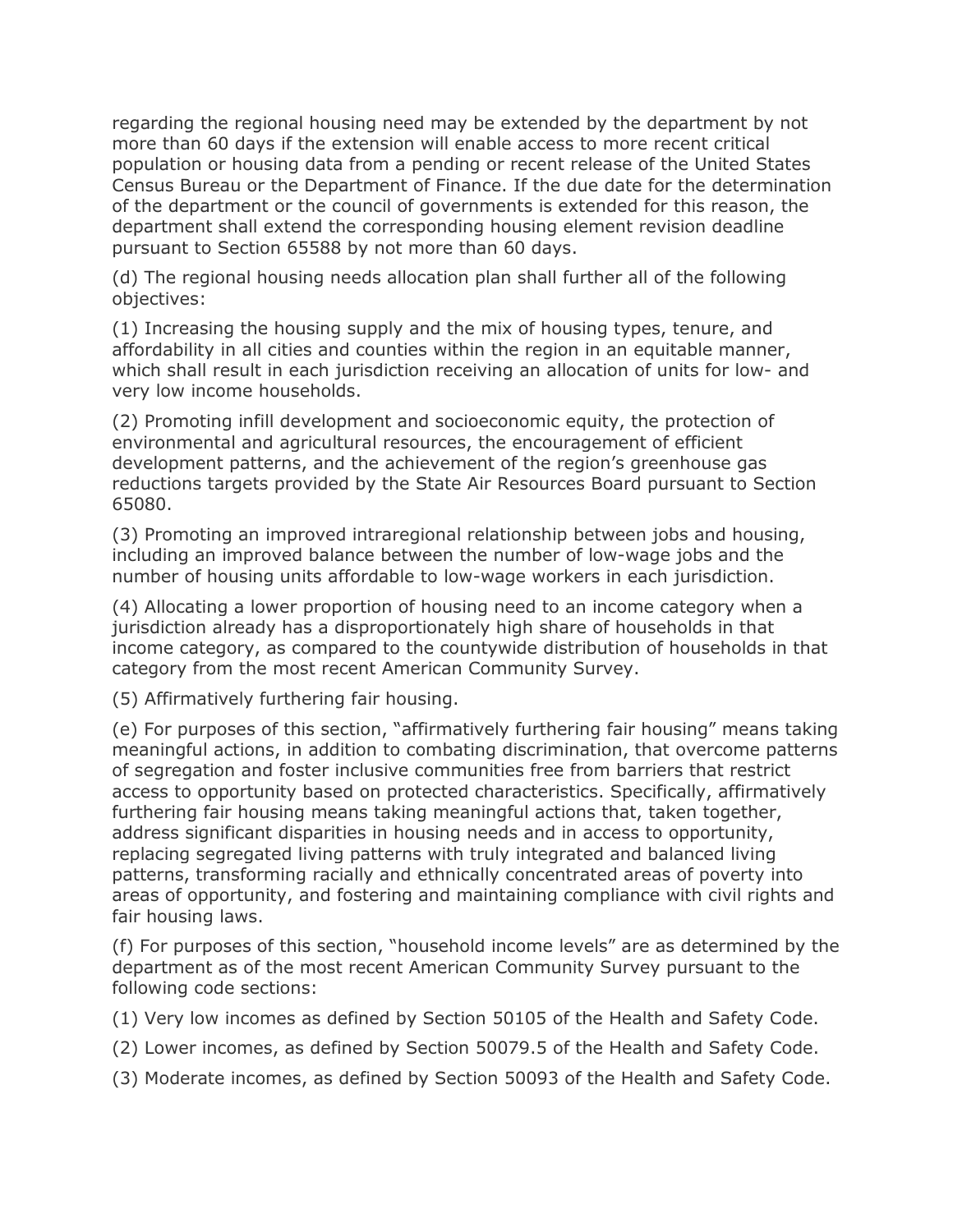regarding the regional housing need may be extended by the department by not more than 60 days if the extension will enable access to more recent critical population or housing data from a pending or recent release of the United States Census Bureau or the Department of Finance. If the due date for the determination of the department or the council of governments is extended for this reason, the department shall extend the corresponding housing element revision deadline pursuant to Section 65588 by not more than 60 days.

(d) The regional housing needs allocation plan shall further all of the following objectives:

(1) Increasing the housing supply and the mix of housing types, tenure, and affordability in all cities and counties within the region in an equitable manner, which shall result in each jurisdiction receiving an allocation of units for low- and very low income households.

(2) Promoting infill development and socioeconomic equity, the protection of environmental and agricultural resources, the encouragement of efficient development patterns, and the achievement of the region's greenhouse gas reductions targets provided by the State Air Resources Board pursuant to Section 65080.

(3) Promoting an improved intraregional relationship between jobs and housing, including an improved balance between the number of low-wage jobs and the number of housing units affordable to low-wage workers in each jurisdiction.

(4) Allocating a lower proportion of housing need to an income category when a jurisdiction already has a disproportionately high share of households in that income category, as compared to the countywide distribution of households in that category from the most recent American Community Survey.

(5) Affirmatively furthering fair housing.

(e) For purposes of this section, "affirmatively furthering fair housing" means taking meaningful actions, in addition to combating discrimination, that overcome patterns of segregation and foster inclusive communities free from barriers that restrict access to opportunity based on protected characteristics. Specifically, affirmatively furthering fair housing means taking meaningful actions that, taken together, address significant disparities in housing needs and in access to opportunity, replacing segregated living patterns with truly integrated and balanced living patterns, transforming racially and ethnically concentrated areas of poverty into areas of opportunity, and fostering and maintaining compliance with civil rights and fair housing laws.

(f) For purposes of this section, "household income levels" are as determined by the department as of the most recent American Community Survey pursuant to the following code sections:

(1) Very low incomes as defined by Section 50105 of the Health and Safety Code.

(2) Lower incomes, as defined by Section 50079.5 of the Health and Safety Code.

(3) Moderate incomes, as defined by Section 50093 of the Health and Safety Code.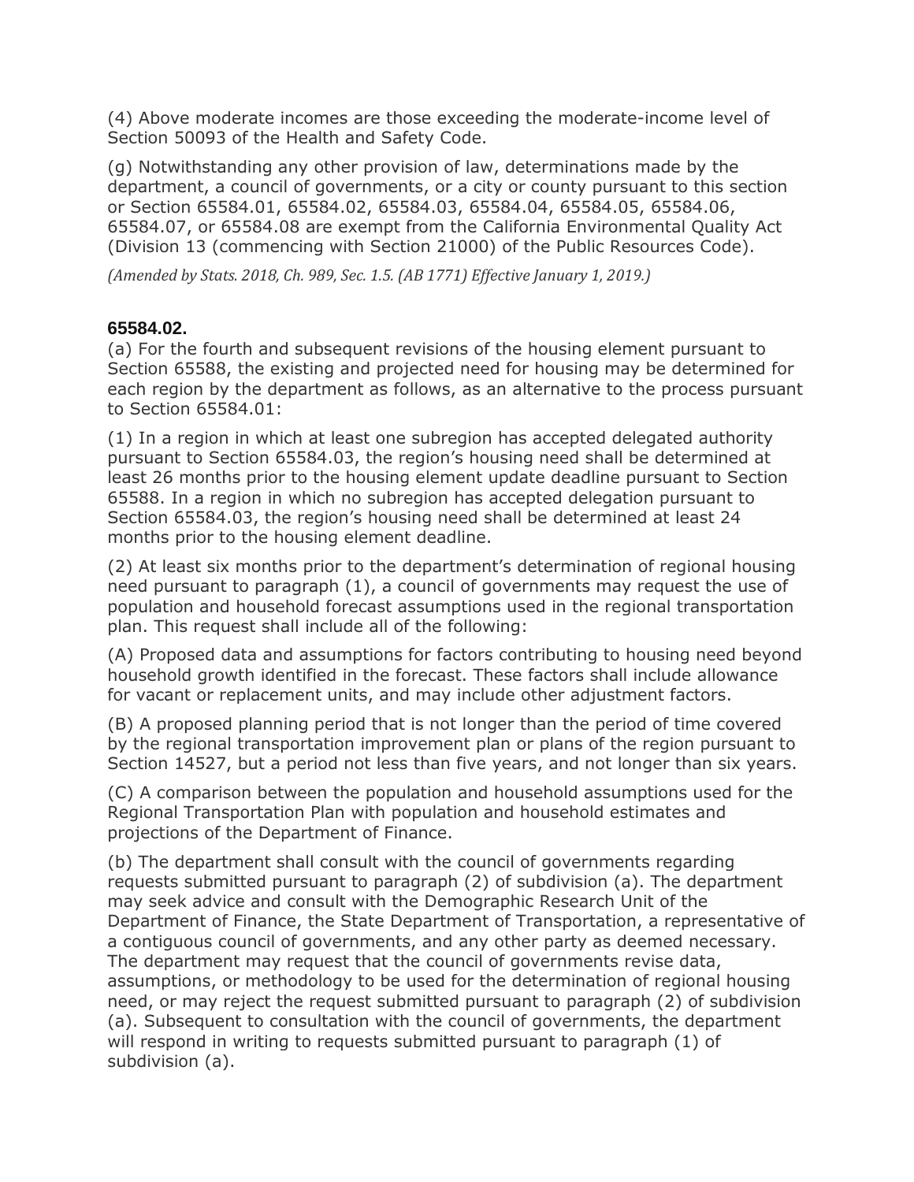(4) Above moderate incomes are those exceeding the moderate-income level of Section 50093 of the Health and Safety Code.

(g) Notwithstanding any other provision of law, determinations made by the department, a council of governments, or a city or county pursuant to this section or Section 65584.01, 65584.02, 65584.03, 65584.04, 65584.05, 65584.06, 65584.07, or 65584.08 are exempt from the California Environmental Quality Act (Division 13 (commencing with Section 21000) of the Public Resources Code).

*(Amended by Stats. 2018, Ch. 989, Sec. 1.5. (AB 1771) Effective January 1, 2019.)*

**65584.02.**

(a) For the fourth and subsequent revisions of the housing element pursuant to Section 65588, the existing and projected need for housing may be determined for each region by the department as follows, as an alternative to the process pursuant to Section 65584.01:

(1) In a region in which at least one subregion has accepted delegated authority pursuant to Section 65584.03, the region's housing need shall be determined at least 26 months prior to the housing element update deadline pursuant to Section 65588. In a region in which no subregion has accepted delegation pursuant to Section 65584.03, the region's housing need shall be determined at least 24 months prior to the housing element deadline.

(2) At least six months prior to the department's determination of regional housing need pursuant to paragraph (1), a council of governments may request the use of population and household forecast assumptions used in the regional transportation plan. This request shall include all of the following:

(A) Proposed data and assumptions for factors contributing to housing need beyond household growth identified in the forecast. These factors shall include allowance for vacant or replacement units, and may include other adjustment factors.

(B) A proposed planning period that is not longer than the period of time covered by the regional transportation improvement plan or plans of the region pursuant to Section 14527, but a period not less than five years, and not longer than six years.

(C) A comparison between the population and household assumptions used for the Regional Transportation Plan with population and household estimates and projections of the Department of Finance.

(b) The department shall consult with the council of governments regarding requests submitted pursuant to paragraph (2) of subdivision (a). The department may seek advice and consult with the Demographic Research Unit of the Department of Finance, the State Department of Transportation, a representative of a contiguous council of governments, and any other party as deemed necessary. The department may request that the council of governments revise data, assumptions, or methodology to be used for the determination of regional housing need, or may reject the request submitted pursuant to paragraph (2) of subdivision (a). Subsequent to consultation with the council of governments, the department will respond in writing to requests submitted pursuant to paragraph (1) of subdivision (a).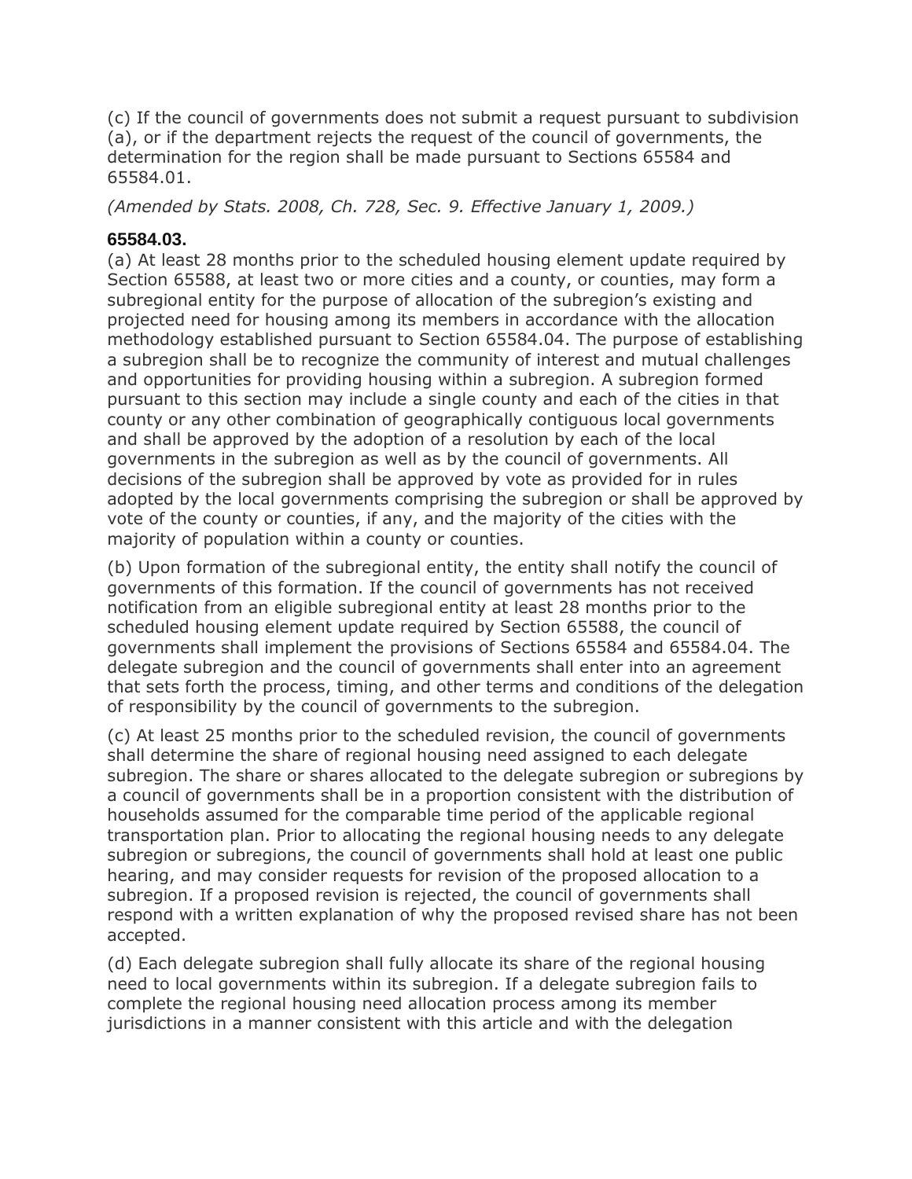(c) If the council of governments does not submit a request pursuant to subdivision (a), or if the department rejects the request of the council of governments, the determination for the region shall be made pursuant to Sections 65584 and 65584.01.

*(Amended by Stats. 2008, Ch. 728, Sec. 9. Effective January 1, 2009.)*

**65584.03.**

(a) At least 28 months prior to the scheduled housing element update required by Section 65588, at least two or more cities and a county, or counties, may form a subregional entity for the purpose of allocation of the subregion's existing and projected need for housing among its members in accordance with the allocation methodology established pursuant to Section 65584.04. The purpose of establishing a subregion shall be to recognize the community of interest and mutual challenges and opportunities for providing housing within a subregion. A subregion formed pursuant to this section may include a single county and each of the cities in that county or any other combination of geographically contiguous local governments and shall be approved by the adoption of a resolution by each of the local governments in the subregion as well as by the council of governments. All decisions of the subregion shall be approved by vote as provided for in rules adopted by the local governments comprising the subregion or shall be approved by vote of the county or counties, if any, and the majority of the cities with the majority of population within a county or counties.

(b) Upon formation of the subregional entity, the entity shall notify the council of governments of this formation. If the council of governments has not received notification from an eligible subregional entity at least 28 months prior to the scheduled housing element update required by Section 65588, the council of governments shall implement the provisions of Sections 65584 and 65584.04. The delegate subregion and the council of governments shall enter into an agreement that sets forth the process, timing, and other terms and conditions of the delegation of responsibility by the council of governments to the subregion.

(c) At least 25 months prior to the scheduled revision, the council of governments shall determine the share of regional housing need assigned to each delegate subregion. The share or shares allocated to the delegate subregion or subregions by a council of governments shall be in a proportion consistent with the distribution of households assumed for the comparable time period of the applicable regional transportation plan. Prior to allocating the regional housing needs to any delegate subregion or subregions, the council of governments shall hold at least one public hearing, and may consider requests for revision of the proposed allocation to a subregion. If a proposed revision is rejected, the council of governments shall respond with a written explanation of why the proposed revised share has not been accepted.

(d) Each delegate subregion shall fully allocate its share of the regional housing need to local governments within its subregion. If a delegate subregion fails to complete the regional housing need allocation process among its member jurisdictions in a manner consistent with this article and with the delegation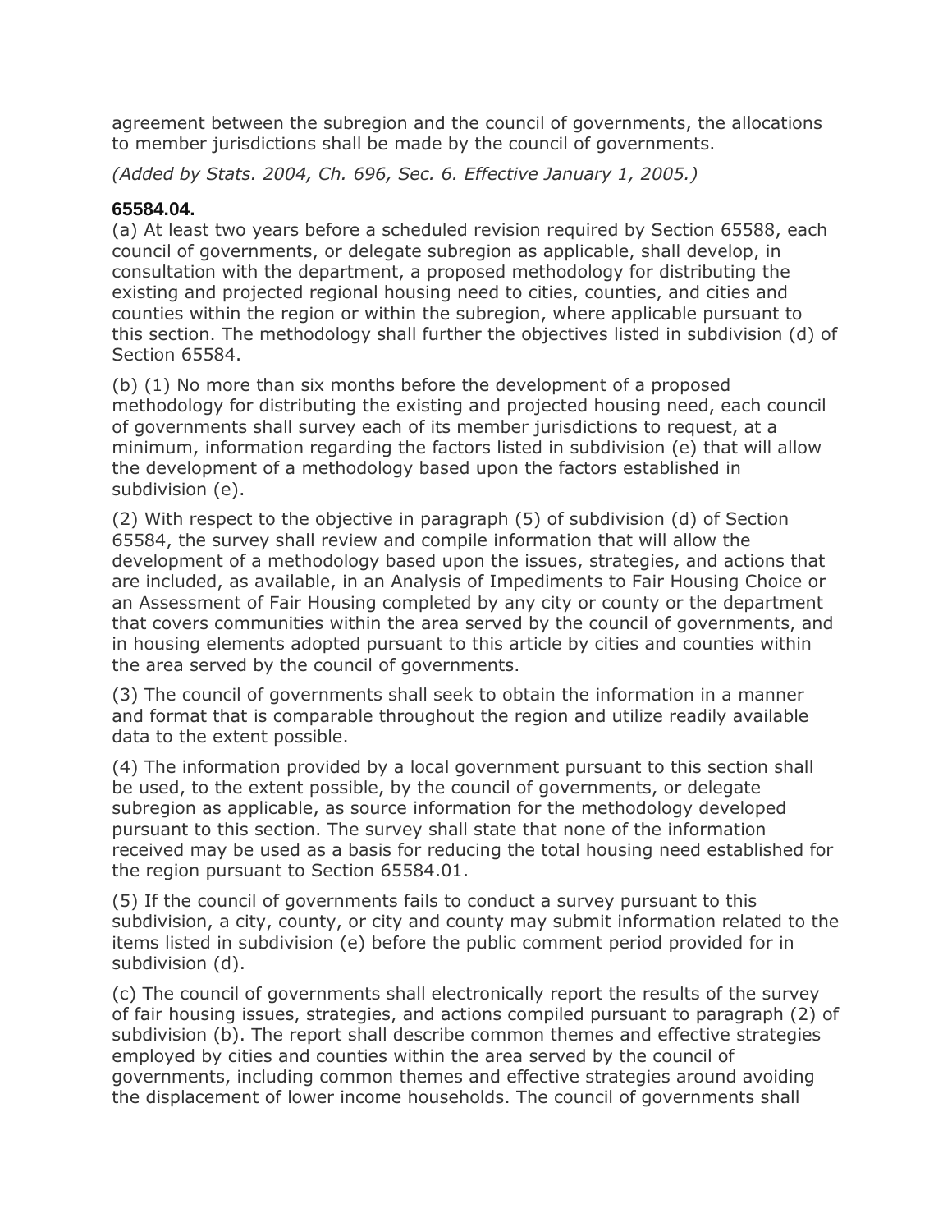agreement between the subregion and the council of governments, the allocations to member jurisdictions shall be made by the council of governments.

*(Added by Stats. 2004, Ch. 696, Sec. 6. Effective January 1, 2005.)*

**65584.04.**

(a) At least two years before a scheduled revision required by Section 65588, each council of governments, or delegate subregion as applicable, shall develop, in consultation with the department, a proposed methodology for distributing the existing and projected regional housing need to cities, counties, and cities and counties within the region or within the subregion, where applicable pursuant to this section. The methodology shall further the objectives listed in subdivision (d) of Section 65584.

(b) (1) No more than six months before the development of a proposed methodology for distributing the existing and projected housing need, each council of governments shall survey each of its member jurisdictions to request, at a minimum, information regarding the factors listed in subdivision (e) that will allow the development of a methodology based upon the factors established in subdivision (e).

(2) With respect to the objective in paragraph (5) of subdivision (d) of Section 65584, the survey shall review and compile information that will allow the development of a methodology based upon the issues, strategies, and actions that are included, as available, in an Analysis of Impediments to Fair Housing Choice or an Assessment of Fair Housing completed by any city or county or the department that covers communities within the area served by the council of governments, and in housing elements adopted pursuant to this article by cities and counties within the area served by the council of governments.

(3) The council of governments shall seek to obtain the information in a manner and format that is comparable throughout the region and utilize readily available data to the extent possible.

(4) The information provided by a local government pursuant to this section shall be used, to the extent possible, by the council of governments, or delegate subregion as applicable, as source information for the methodology developed pursuant to this section. The survey shall state that none of the information received may be used as a basis for reducing the total housing need established for the region pursuant to Section 65584.01.

(5) If the council of governments fails to conduct a survey pursuant to this subdivision, a city, county, or city and county may submit information related to the items listed in subdivision (e) before the public comment period provided for in subdivision (d).

(c) The council of governments shall electronically report the results of the survey of fair housing issues, strategies, and actions compiled pursuant to paragraph (2) of subdivision (b). The report shall describe common themes and effective strategies employed by cities and counties within the area served by the council of governments, including common themes and effective strategies around avoiding the displacement of lower income households. The council of governments shall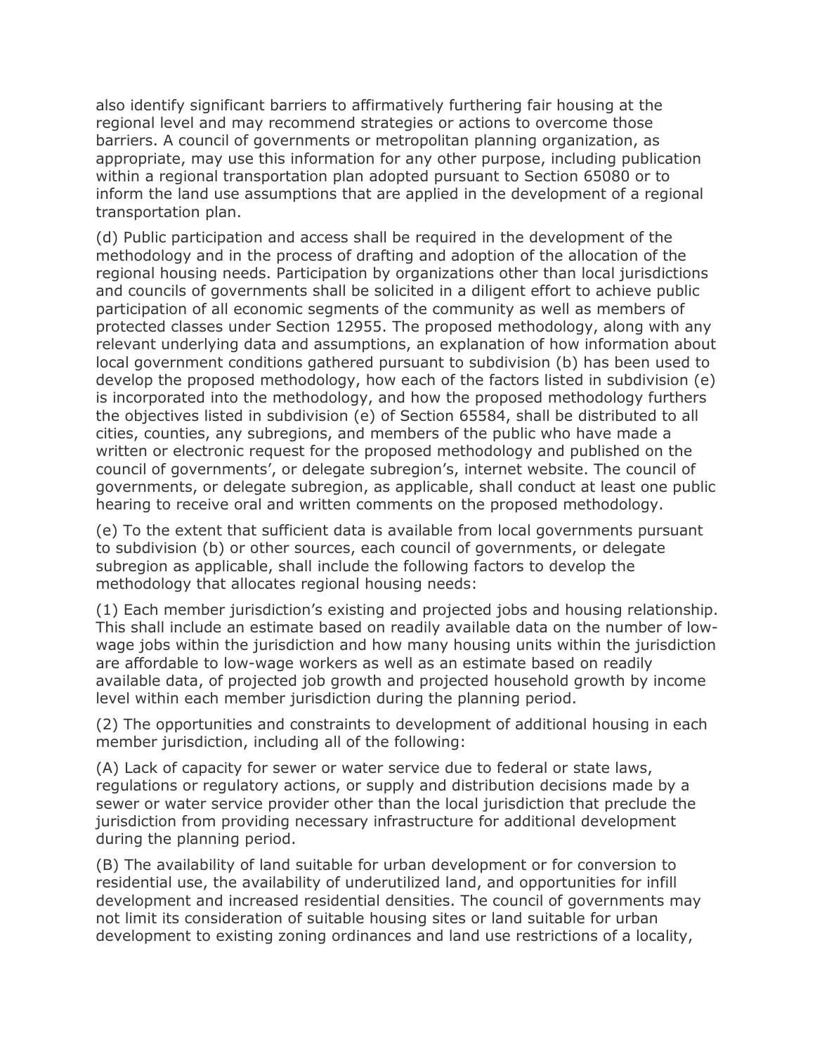also identify significant barriers to affirmatively furthering fair housing at the regional level and may recommend strategies or actions to overcome those barriers. A council of governments or metropolitan planning organization, as appropriate, may use this information for any other purpose, including publication within a regional transportation plan adopted pursuant to Section 65080 or to inform the land use assumptions that are applied in the development of a regional transportation plan.

(d) Public participation and access shall be required in the development of the methodology and in the process of drafting and adoption of the allocation of the regional housing needs. Participation by organizations other than local jurisdictions and councils of governments shall be solicited in a diligent effort to achieve public participation of all economic segments of the community as well as members of protected classes under Section 12955. The proposed methodology, along with any relevant underlying data and assumptions, an explanation of how information about local government conditions gathered pursuant to subdivision (b) has been used to develop the proposed methodology, how each of the factors listed in subdivision (e) is incorporated into the methodology, and how the proposed methodology furthers the objectives listed in subdivision (e) of Section 65584, shall be distributed to all cities, counties, any subregions, and members of the public who have made a written or electronic request for the proposed methodology and published on the council of governments', or delegate subregion's, internet website. The council of governments, or delegate subregion, as applicable, shall conduct at least one public hearing to receive oral and written comments on the proposed methodology.

(e) To the extent that sufficient data is available from local governments pursuant to subdivision (b) or other sources, each council of governments, or delegate subregion as applicable, shall include the following factors to develop the methodology that allocates regional housing needs:

(1) Each member jurisdiction's existing and projected jobs and housing relationship. This shall include an estimate based on readily available data on the number of low-wage jobs within the jurisdiction and how many housing units within the jurisdiction are affordable to low-wage workers as well as an estimate based on readily available data, of projected job growth and projected household growth by income level within each member jurisdiction during the planning period.

(2) The opportunities and constraints to development of additional housing in each member jurisdiction, including all of the following:

(A) Lack of capacity for sewer or water service due to federal or state laws, regulations or regulatory actions, or supply and distribution decisions made by a sewer or water service provider other than the local jurisdiction that preclude the jurisdiction from providing necessary infrastructure for additional development during the planning period.

(B) The availability of land suitable for urban development or for conversion to residential use, the availability of underutilized land, and opportunities for infill development and increased residential densities. The council of governments may not limit its consideration of suitable housing sites or land suitable for urban development to existing zoning ordinances and land use restrictions of a locality,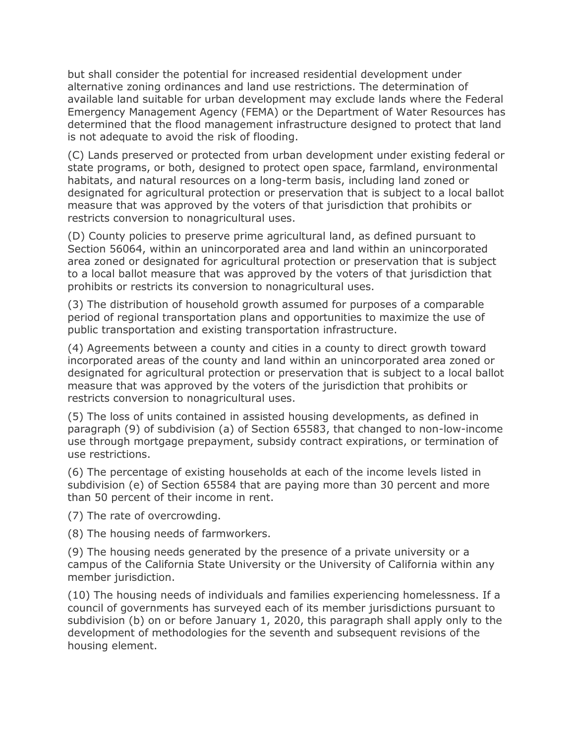but shall consider the potential for increased residential development under alternative zoning ordinances and land use restrictions. The determination of available land suitable for urban development may exclude lands where the Federal Emergency Management Agency (FEMA) or the Department of Water Resources has determined that the flood management infrastructure designed to protect that land is not adequate to avoid the risk of flooding.

(C) Lands preserved or protected from urban development under existing federal or state programs, or both, designed to protect open space, farmland, environmental habitats, and natural resources on a long-term basis, including land zoned or designated for agricultural protection or preservation that is subject to a local ballot measure that was approved by the voters of that jurisdiction that prohibits or restricts conversion to nonagricultural uses.

(D) County policies to preserve prime agricultural land, as defined pursuant to Section 56064, within an unincorporated area and land within an unincorporated area zoned or designated for agricultural protection or preservation that is subject to a local ballot measure that was approved by the voters of that jurisdiction that prohibits or restricts its conversion to nonagricultural uses.

(3) The distribution of household growth assumed for purposes of a comparable period of regional transportation plans and opportunities to maximize the use of public transportation and existing transportation infrastructure.

(4) Agreements between a county and cities in a county to direct growth toward incorporated areas of the county and land within an unincorporated area zoned or designated for agricultural protection or preservation that is subject to a local ballot measure that was approved by the voters of the jurisdiction that prohibits or restricts conversion to nonagricultural uses.

(5) The loss of units contained in assisted housing developments, as defined in paragraph (9) of subdivision (a) of Section 65583, that changed to non-low-income use through mortgage prepayment, subsidy contract expirations, or termination of use restrictions.

(6) The percentage of existing households at each of the income levels listed in subdivision (e) of Section 65584 that are paying more than 30 percent and more than 50 percent of their income in rent.

(7) The rate of overcrowding.

(8) The housing needs of farmworkers.

(9) The housing needs generated by the presence of a private university or a campus of the California State University or the University of California within any member jurisdiction.

(10) The housing needs of individuals and families experiencing homelessness. If a council of governments has surveyed each of its member jurisdictions pursuant to subdivision (b) on or before January 1, 2020, this paragraph shall apply only to the development of methodologies for the seventh and subsequent revisions of the housing element.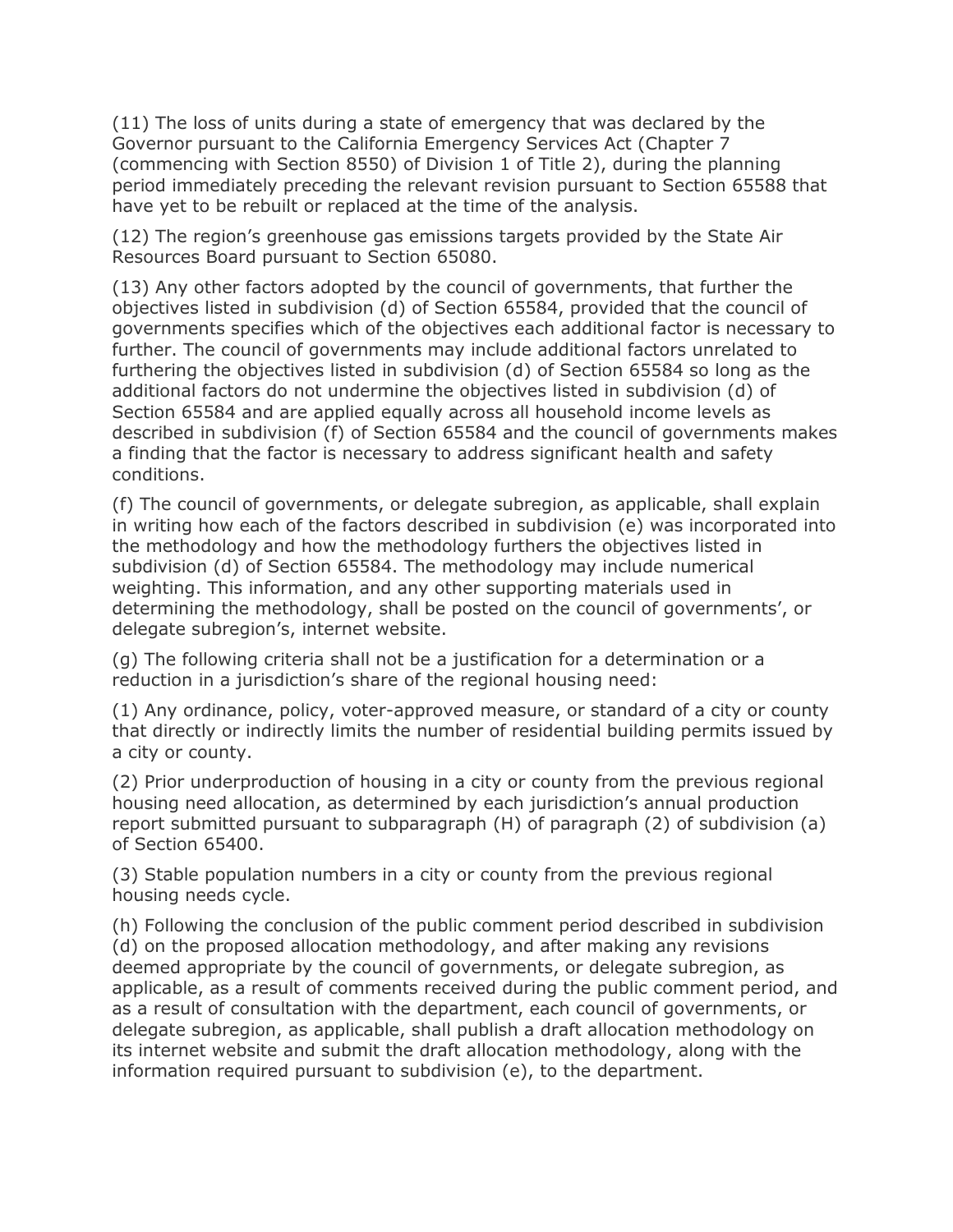(11) The loss of units during a state of emergency that was declared by the Governor pursuant to the California Emergency Services Act (Chapter 7 (commencing with Section 8550) of Division 1 of Title 2), during the planning period immediately preceding the relevant revision pursuant to Section 65588 that have yet to be rebuilt or replaced at the time of the analysis.

(12) The region's greenhouse gas emissions targets provided by the State Air Resources Board pursuant to Section 65080.

(13) Any other factors adopted by the council of governments, that further the objectives listed in subdivision (d) of Section 65584, provided that the council of governments specifies which of the objectives each additional factor is necessary to further. The council of governments may include additional factors unrelated to furthering the objectives listed in subdivision (d) of Section 65584 so long as the additional factors do not undermine the objectives listed in subdivision (d) of Section 65584 and are applied equally across all household income levels as described in subdivision (f) of Section 65584 and the council of governments makes a finding that the factor is necessary to address significant health and safety conditions.

(f) The council of governments, or delegate subregion, as applicable, shall explain in writing how each of the factors described in subdivision (e) was incorporated into the methodology and how the methodology furthers the objectives listed in subdivision (d) of Section 65584. The methodology may include numerical weighting. This information, and any other supporting materials used in determining the methodology, shall be posted on the council of governments', or delegate subregion's, internet website.

(g) The following criteria shall not be a justification for a determination or a reduction in a jurisdiction's share of the regional housing need:

(1) Any ordinance, policy, voter-approved measure, or standard of a city or county that directly or indirectly limits the number of residential building permits issued by a city or county.

(2) Prior underproduction of housing in a city or county from the previous regional housing need allocation, as determined by each jurisdiction's annual production report submitted pursuant to subparagraph (H) of paragraph (2) of subdivision (a) of Section 65400.

(3) Stable population numbers in a city or county from the previous regional housing needs cycle.

(h) Following the conclusion of the public comment period described in subdivision (d) on the proposed allocation methodology, and after making any revisions deemed appropriate by the council of governments, or delegate subregion, as applicable, as a result of comments received during the public comment period, and as a result of consultation with the department, each council of governments, or delegate subregion, as applicable, shall publish a draft allocation methodology on its internet website and submit the draft allocation methodology, along with the information required pursuant to subdivision (e), to the department.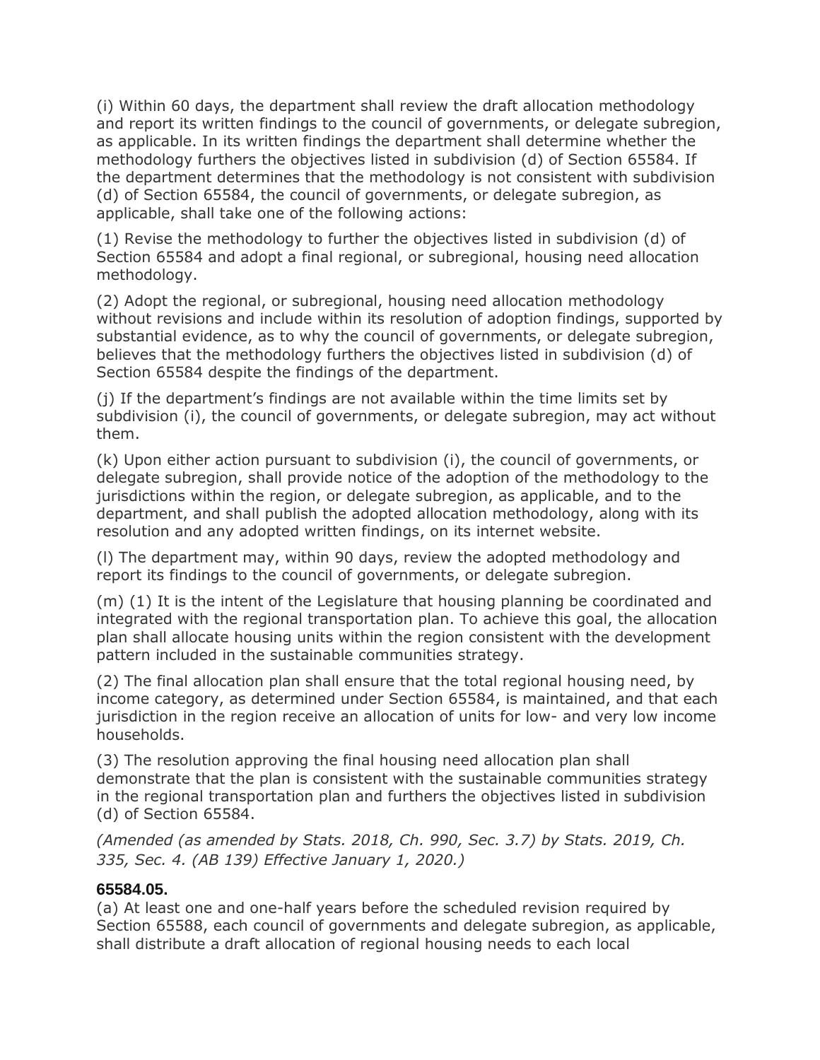(i) Within 60 days, the department shall review the draft allocation methodology and report its written findings to the council of governments, or delegate subregion, as applicable. In its written findings the department shall determine whether the methodology furthers the objectives listed in subdivision (d) of Section 65584. If the department determines that the methodology is not consistent with subdivision (d) of Section 65584, the council of governments, or delegate subregion, as applicable, shall take one of the following actions:

(1) Revise the methodology to further the objectives listed in subdivision (d) of Section 65584 and adopt a final regional, or subregional, housing need allocation methodology.

(2) Adopt the regional, or subregional, housing need allocation methodology without revisions and include within its resolution of adoption findings, supported by substantial evidence, as to why the council of governments, or delegate subregion, believes that the methodology furthers the objectives listed in subdivision (d) of Section 65584 despite the findings of the department.

(j) If the department's findings are not available within the time limits set by subdivision (i), the council of governments, or delegate subregion, may act without them.

(k) Upon either action pursuant to subdivision (i), the council of governments, or delegate subregion, shall provide notice of the adoption of the methodology to the jurisdictions within the region, or delegate subregion, as applicable, and to the department, and shall publish the adopted allocation methodology, along with its resolution and any adopted written findings, on its internet website.

(l) The department may, within 90 days, review the adopted methodology and report its findings to the council of governments, or delegate subregion.

(m) (1) It is the intent of the Legislature that housing planning be coordinated and integrated with the regional transportation plan. To achieve this goal, the allocation plan shall allocate housing units within the region consistent with the development pattern included in the sustainable communities strategy.

(2) The final allocation plan shall ensure that the total regional housing need, by income category, as determined under Section 65584, is maintained, and that each jurisdiction in the region receive an allocation of units for low- and very low income households.

(3) The resolution approving the final housing need allocation plan shall demonstrate that the plan is consistent with the sustainable communities strategy in the regional transportation plan and furthers the objectives listed in subdivision (d) of Section 65584.

*(Amended (as amended by Stats. 2018, Ch. 990, Sec. 3.7) by Stats. 2019, Ch. 335, Sec. 4. (AB 139) Effective January 1, 2020.)*

**65584.05.**

(a) At least one and one-half years before the scheduled revision required by Section 65588, each council of governments and delegate subregion, as applicable, shall distribute a draft allocation of regional housing needs to each local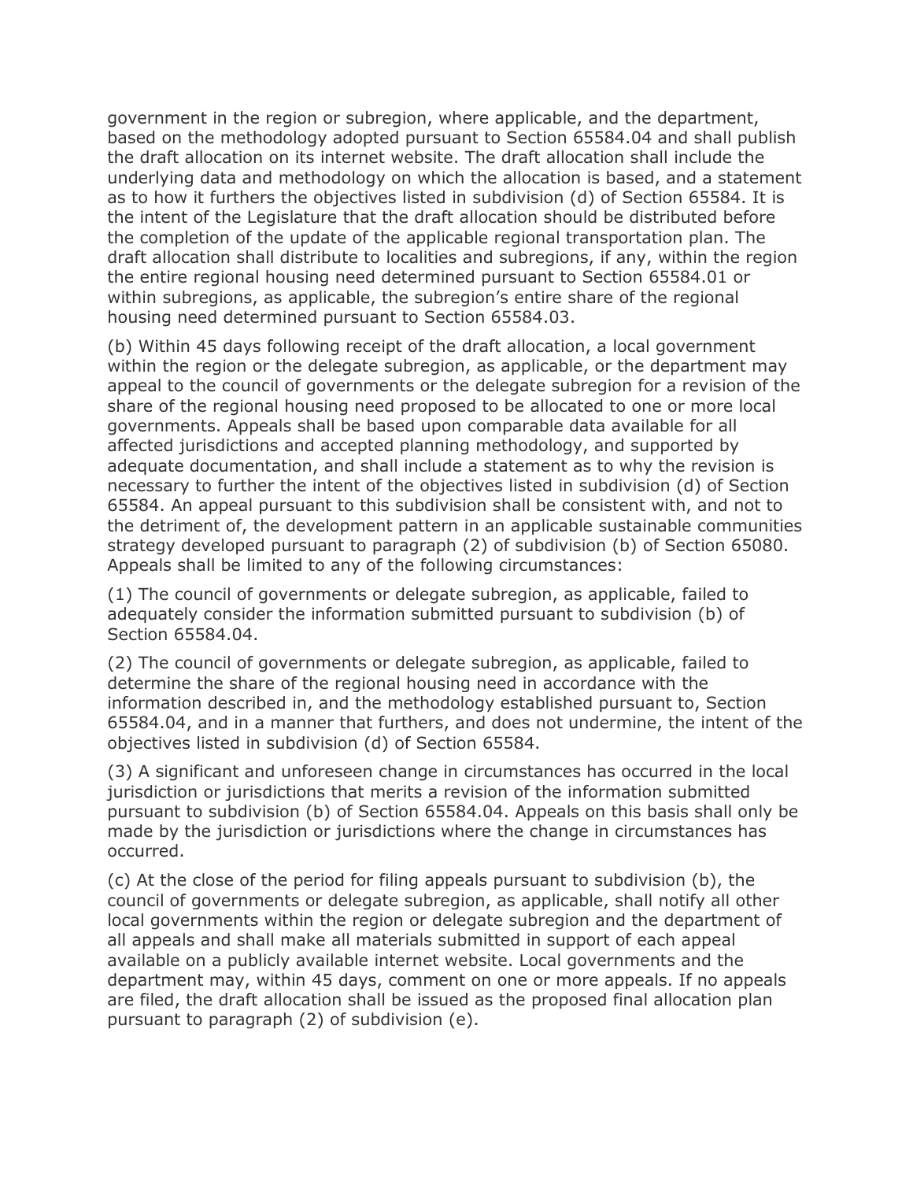government in the region or subregion, where applicable, and the department, based on the methodology adopted pursuant to Section 65584.04 and shall publish the draft allocation on its internet website. The draft allocation shall include the underlying data and methodology on which the allocation is based, and a statement as to how it furthers the objectives listed in subdivision (d) of Section 65584. It is the intent of the Legislature that the draft allocation should be distributed before the completion of the update of the applicable regional transportation plan. The draft allocation shall distribute to localities and subregions, if any, within the region the entire regional housing need determined pursuant to Section 65584.01 or within subregions, as applicable, the subregion's entire share of the regional housing need determined pursuant to Section 65584.03.

(b) Within 45 days following receipt of the draft allocation, a local government within the region or the delegate subregion, as applicable, or the department may appeal to the council of governments or the delegate subregion for a revision of the share of the regional housing need proposed to be allocated to one or more local governments. Appeals shall be based upon comparable data available for all affected jurisdictions and accepted planning methodology, and supported by adequate documentation, and shall include a statement as to why the revision is necessary to further the intent of the objectives listed in subdivision (d) of Section 65584. An appeal pursuant to this subdivision shall be consistent with, and not to the detriment of, the development pattern in an applicable sustainable communities strategy developed pursuant to paragraph (2) of subdivision (b) of Section 65080. Appeals shall be limited to any of the following circumstances:

(1) The council of governments or delegate subregion, as applicable, failed to adequately consider the information submitted pursuant to subdivision (b) of Section 65584.04.

(2) The council of governments or delegate subregion, as applicable, failed to determine the share of the regional housing need in accordance with the information described in, and the methodology established pursuant to, Section 65584.04, and in a manner that furthers, and does not undermine, the intent of the objectives listed in subdivision (d) of Section 65584.

(3) A significant and unforeseen change in circumstances has occurred in the local jurisdiction or jurisdictions that merits a revision of the information submitted pursuant to subdivision (b) of Section 65584.04. Appeals on this basis shall only be made by the jurisdiction or jurisdictions where the change in circumstances has occurred.

(c) At the close of the period for filing appeals pursuant to subdivision (b), the council of governments or delegate subregion, as applicable, shall notify all other local governments within the region or delegate subregion and the department of all appeals and shall make all materials submitted in support of each appeal available on a publicly available internet website. Local governments and the department may, within 45 days, comment on one or more appeals. If no appeals are filed, the draft allocation shall be issued as the proposed final allocation plan pursuant to paragraph (2) of subdivision (e).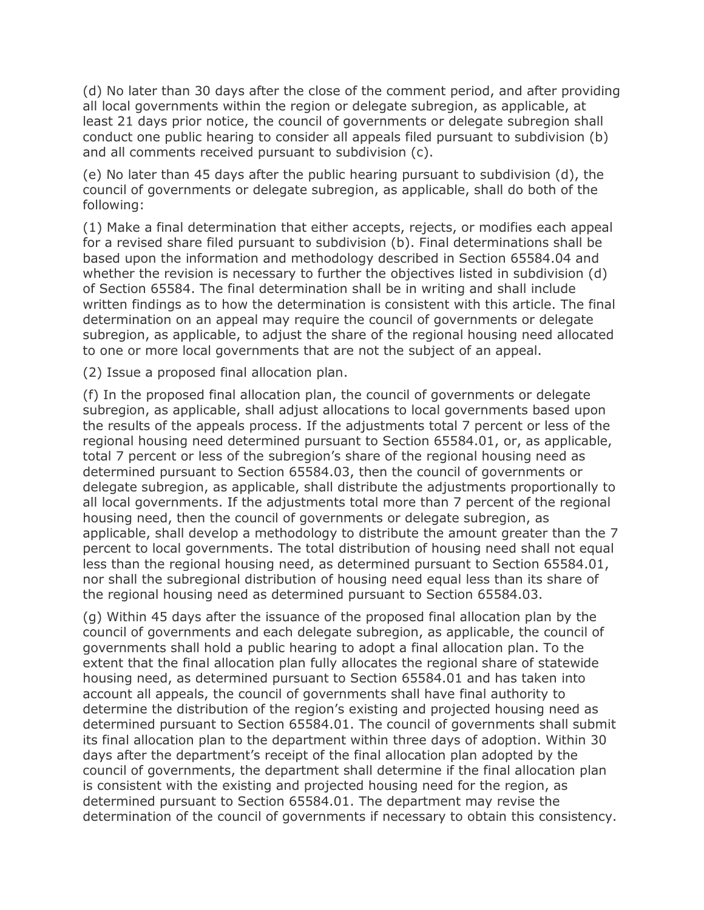(d) No later than 30 days after the close of the comment period, and after providing all local governments within the region or delegate subregion, as applicable, at least 21 days prior notice, the council of governments or delegate subregion shall conduct one public hearing to consider all appeals filed pursuant to subdivision (b) and all comments received pursuant to subdivision (c).

(e) No later than 45 days after the public hearing pursuant to subdivision (d), the council of governments or delegate subregion, as applicable, shall do both of the following:

(1) Make a final determination that either accepts, rejects, or modifies each appeal for a revised share filed pursuant to subdivision (b). Final determinations shall be based upon the information and methodology described in Section 65584.04 and whether the revision is necessary to further the objectives listed in subdivision (d) of Section 65584. The final determination shall be in writing and shall include written findings as to how the determination is consistent with this article. The final determination on an appeal may require the council of governments or delegate subregion, as applicable, to adjust the share of the regional housing need allocated to one or more local governments that are not the subject of an appeal.

(2) Issue a proposed final allocation plan.

(f) In the proposed final allocation plan, the council of governments or delegate subregion, as applicable, shall adjust allocations to local governments based upon the results of the appeals process. If the adjustments total 7 percent or less of the regional housing need determined pursuant to Section 65584.01, or, as applicable, total 7 percent or less of the subregion's share of the regional housing need as determined pursuant to Section 65584.03, then the council of governments or delegate subregion, as applicable, shall distribute the adjustments proportionally to all local governments. If the adjustments total more than 7 percent of the regional housing need, then the council of governments or delegate subregion, as applicable, shall develop a methodology to distribute the amount greater than the 7 percent to local governments. The total distribution of housing need shall not equal less than the regional housing need, as determined pursuant to Section 65584.01, nor shall the subregional distribution of housing need equal less than its share of the regional housing need as determined pursuant to Section 65584.03.

(g) Within 45 days after the issuance of the proposed final allocation plan by the council of governments and each delegate subregion, as applicable, the council of governments shall hold a public hearing to adopt a final allocation plan. To the extent that the final allocation plan fully allocates the regional share of statewide housing need, as determined pursuant to Section 65584.01 and has taken into account all appeals, the council of governments shall have final authority to determine the distribution of the region's existing and projected housing need as determined pursuant to Section 65584.01. The council of governments shall submit its final allocation plan to the department within three days of adoption. Within 30 days after the department's receipt of the final allocation plan adopted by the council of governments, the department shall determine if the final allocation plan is consistent with the existing and projected housing need for the region, as determined pursuant to Section 65584.01. The department may revise the determination of the council of governments if necessary to obtain this consistency.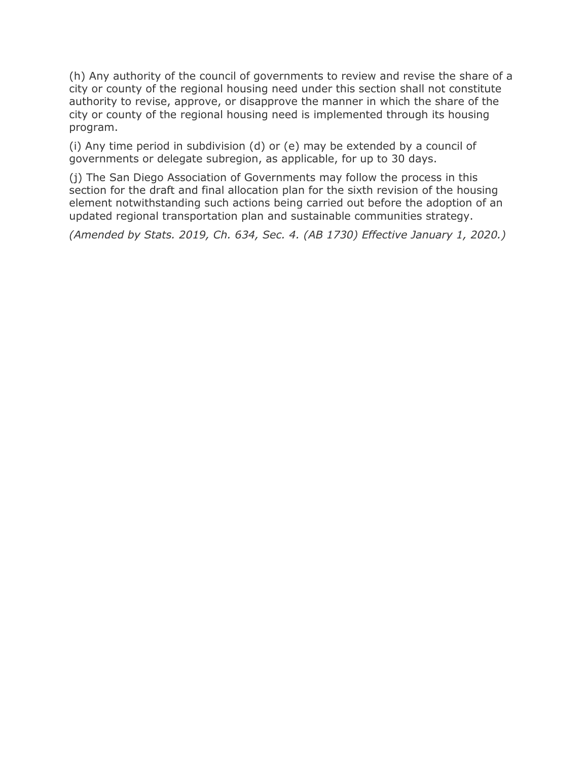(h) Any authority of the council of governments to review and revise the share of a city or county of the regional housing need under this section shall not constitute authority to revise, approve, or disapprove the manner in which the share of the city or county of the regional housing need is implemented through its housing program.

(i) Any time period in subdivision (d) or (e) may be extended by a council of governments or delegate subregion, as applicable, for up to 30 days.

(j) The San Diego Association of Governments may follow the process in this section for the draft and final allocation plan for the sixth revision of the housing element notwithstanding such actions being carried out before the adoption of an updated regional transportation plan and sustainable communities strategy.

*(Amended by Stats. 2019, Ch. 634, Sec. 4. (AB 1730) Effective January 1, 2020.)*